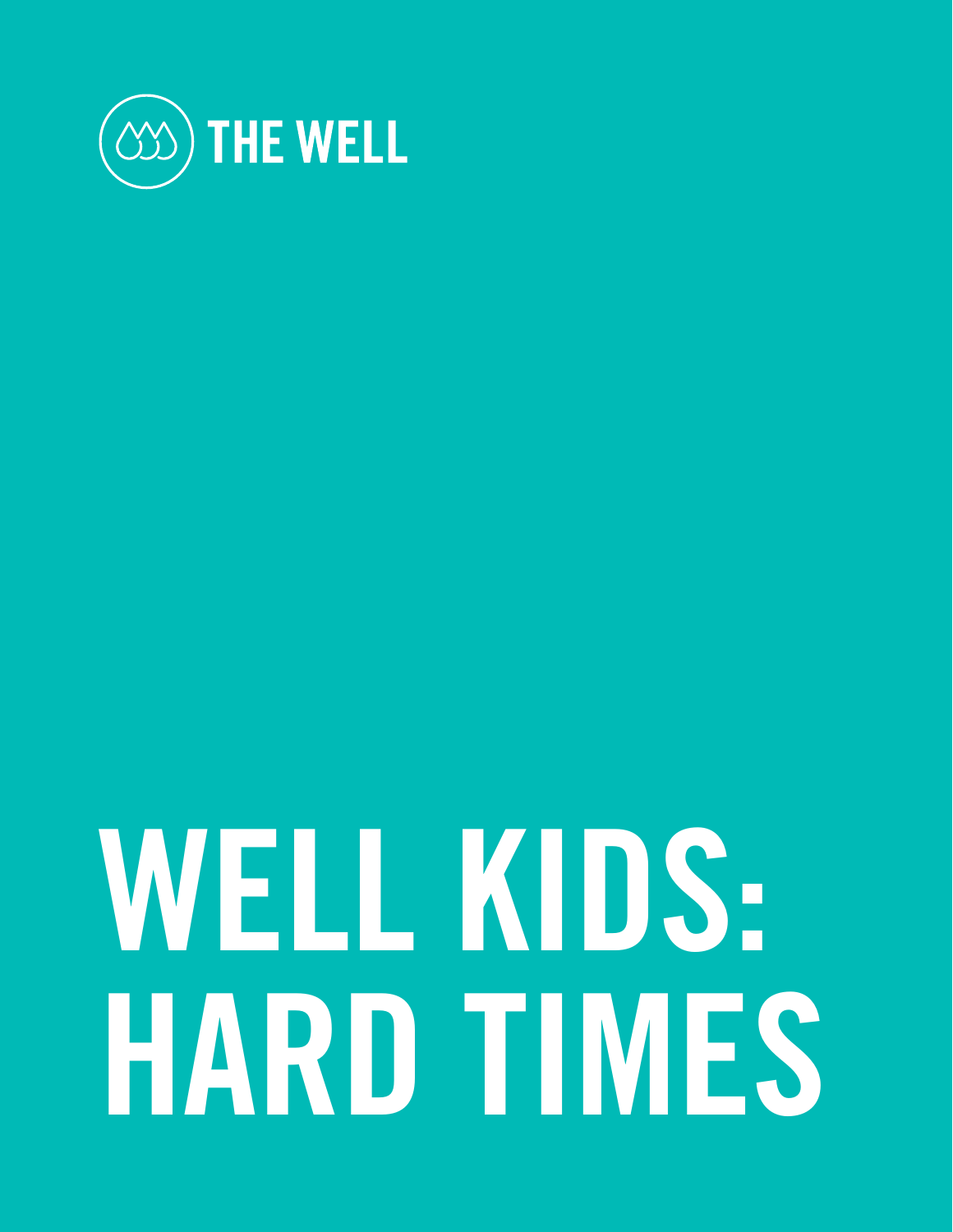THE WELL

# WELL KIDS: HARD TIMES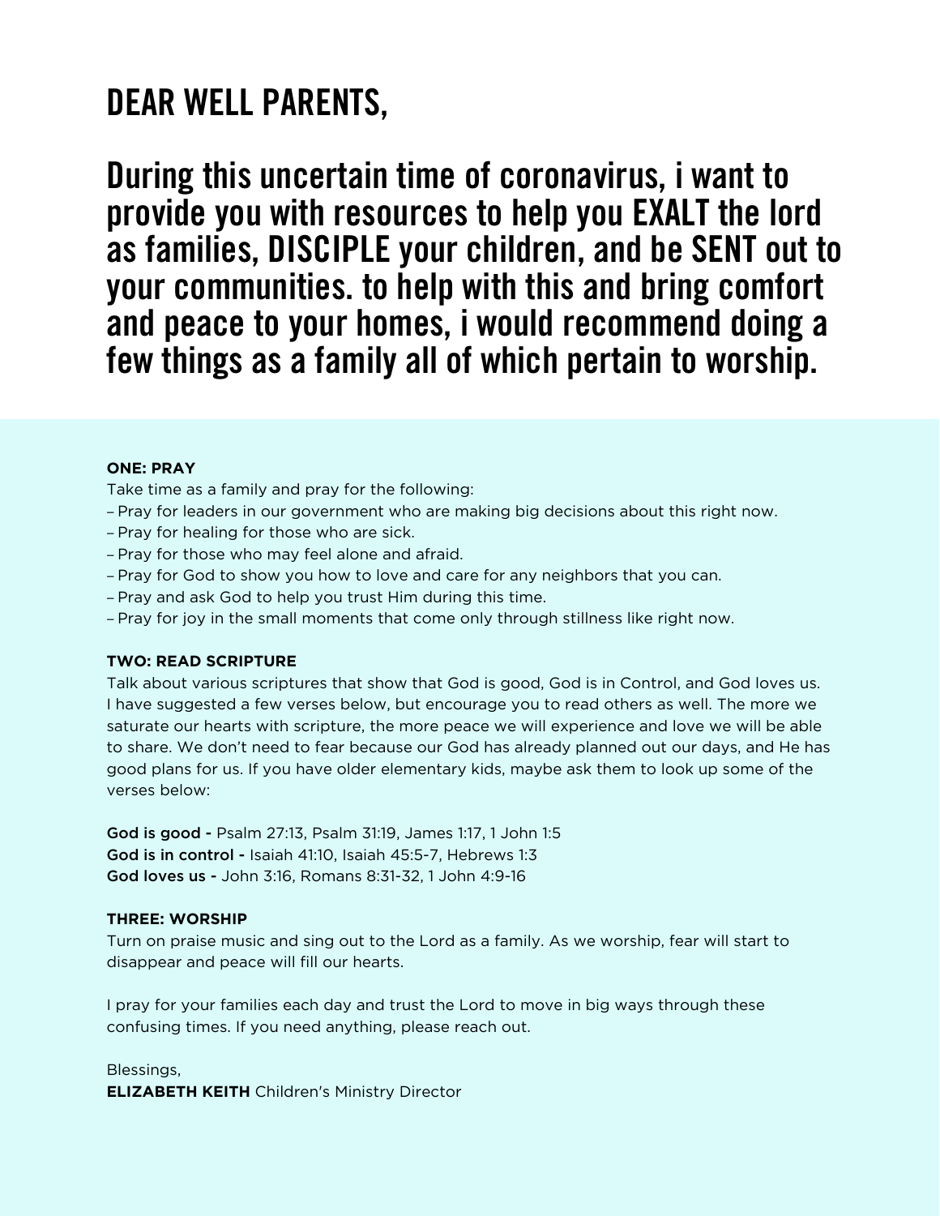# DEAR WELL PARENTS,

## During this uncertain time of coronavirus, i want to provide you with resources to help you EXALT the lord as families, DISCIPLE your children, and be SENT out to your communities. to help with this and bring comfort and peace to your homes, i would recommend doing a few things as a family all of which pertain to worship.

**ONE: PRAY**

Take time as a family and pray for the following:

– Pray for leaders in our government who are making big decisions about this right now.
– Pray for healing for those who are sick.
– Pray for those who may feel alone and afraid.
– Pray for God to show you how to love and care for any neighbors that you can.
– Pray and ask God to help you trust Him during this time.
– Pray for joy in the small moments that come only through stillness like right now.

**TWO: READ SCRIPTURE**

Talk about various scriptures that show that God is good, God is in Control, and God loves us. I have suggested a few verses below, but encourage you to read others as well. The more we saturate our hearts with scripture, the more peace we will experience and love we will be able to share. We don't need to fear because our God has already planned out our days, and He has good plans for us. If you have older elementary kids, maybe ask them to look up some of the verses below:

**God is good -** Psalm 27:13, Psalm 31:19, James 1:17, 1 John 1:5
**God is in control -** Isaiah 41:10, Isaiah 45:5-7, Hebrews 1:3
**God loves us -** John 3:16, Romans 8:31-32, 1 John 4:9-16

**THREE: WORSHIP**

Turn on praise music and sing out to the Lord as a family. As we worship, fear will start to disappear and peace will fill our hearts.

I pray for your families each day and trust the Lord to move in big ways through these confusing times. If you need anything, please reach out.

Blessings,
**ELIZABETH KEITH** Children's Ministry Director